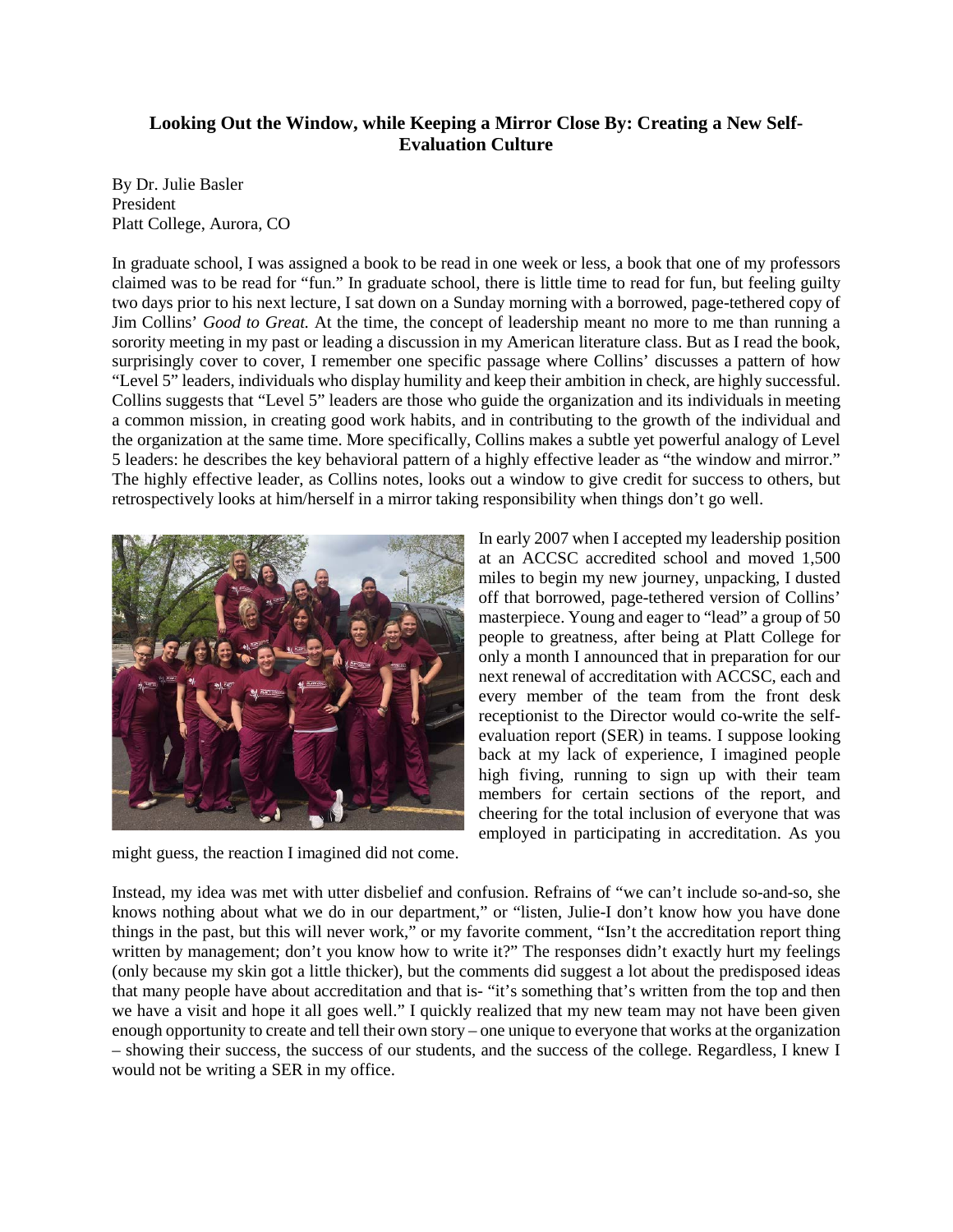# Looking Out the Window, while Keeping a Mirror Close By: Creating a New Self-Evaluation Culture

By Dr. Julie Basler
President
Platt College, Aurora, CO

In graduate school, I was assigned a book to be read in one week or less, a book that one of my professors claimed was to be read for "fun." In graduate school, there is little time to read for fun, but feeling guilty two days prior to his next lecture, I sat down on a Sunday morning with a borrowed, page-tethered copy of Jim Collins' *Good to Great.* At the time, the concept of leadership meant no more to me than running a sorority meeting in my past or leading a discussion in my American literature class. But as I read the book, surprisingly cover to cover, I remember one specific passage where Collins' discusses a pattern of how "Level 5" leaders, individuals who display humility and keep their ambition in check, are highly successful. Collins suggests that "Level 5" leaders are those who guide the organization and its individuals in meeting a common mission, in creating good work habits, and in contributing to the growth of the individual and the organization at the same time. More specifically, Collins makes a subtle yet powerful analogy of Level 5 leaders: he describes the key behavioral pattern of a highly effective leader as "the window and mirror." The highly effective leader, as Collins notes, looks out a window to give credit for success to others, but retrospectively looks at him/herself in a mirror taking responsibility when things don't go well.

In early 2007 when I accepted my leadership position at an ACCSC accredited school and moved 1,500 miles to begin my new journey, unpacking, I dusted off that borrowed, page-tethered version of Collins' masterpiece. Young and eager to "lead" a group of 50 people to greatness, after being at Platt College for only a month I announced that in preparation for our next renewal of accreditation with ACCSC, each and every member of the team from the front desk receptionist to the Director would co-write the self-evaluation report (SER) in teams. I suppose looking back at my lack of experience, I imagined people high fiving, running to sign up with their team members for certain sections of the report, and cheering for the total inclusion of everyone that was employed in participating in accreditation. As you might guess, the reaction I imagined did not come.

Instead, my idea was met with utter disbelief and confusion. Refrains of "we can't include so-and-so, she knows nothing about what we do in our department," or "listen, Julie-I don't know how you have done things in the past, but this will never work," or my favorite comment, "Isn't the accreditation report thing written by management; don't you know how to write it?" The responses didn't exactly hurt my feelings (only because my skin got a little thicker), but the comments did suggest a lot about the predisposed ideas that many people have about accreditation and that is- "it's something that's written from the top and then we have a visit and hope it all goes well." I quickly realized that my new team may not have been given enough opportunity to create and tell their own story – one unique to everyone that works at the organization – showing their success, the success of our students, and the success of the college. Regardless, I knew I would not be writing a SER in my office.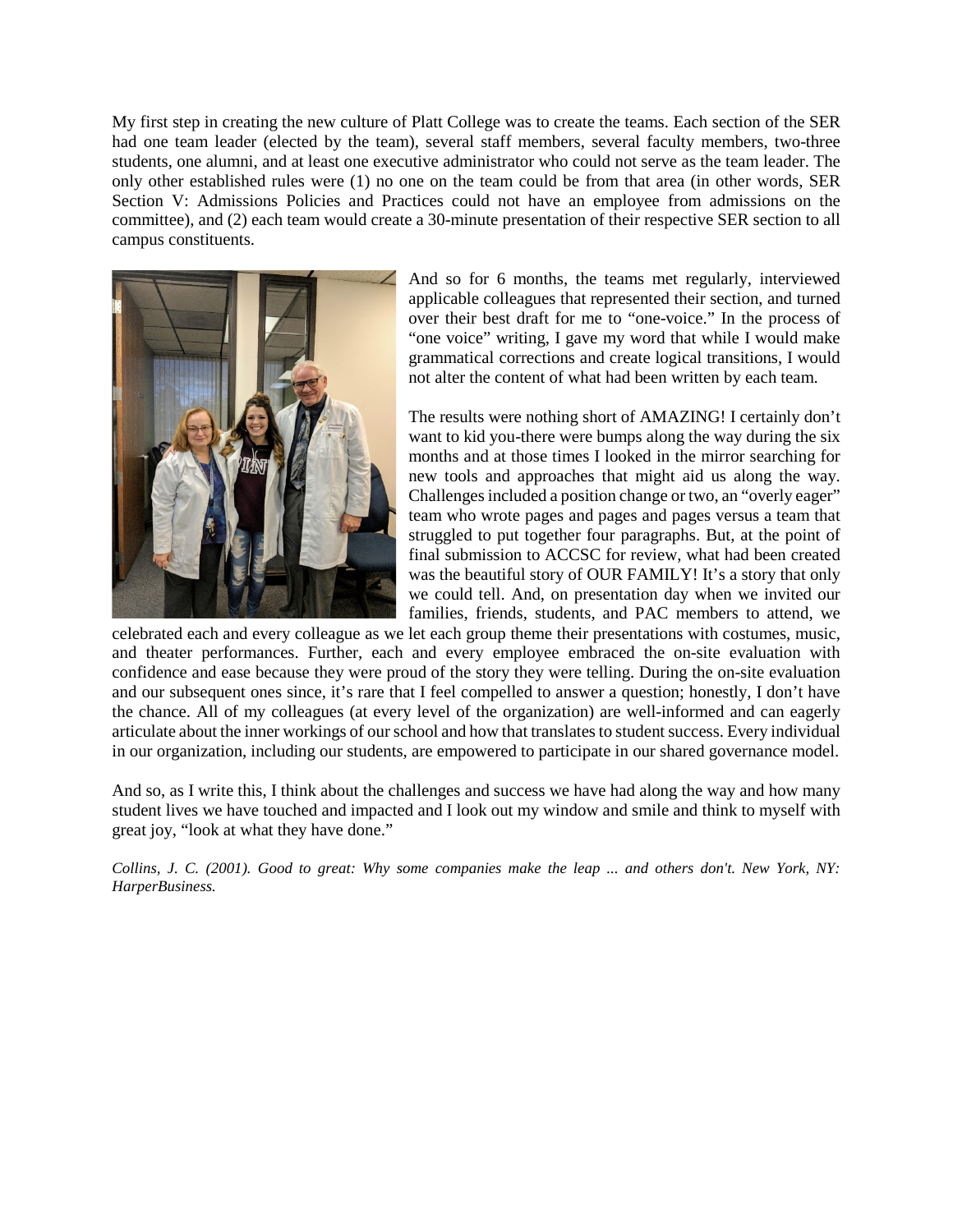My first step in creating the new culture of Platt College was to create the teams. Each section of the SER had one team leader (elected by the team), several staff members, several faculty members, two-three students, one alumni, and at least one executive administrator who could not serve as the team leader. The only other established rules were (1) no one on the team could be from that area (in other words, SER Section V: Admissions Policies and Practices could not have an employee from admissions on the committee), and (2) each team would create a 30-minute presentation of their respective SER section to all campus constituents.

And so for 6 months, the teams met regularly, interviewed applicable colleagues that represented their section, and turned over their best draft for me to "one-voice." In the process of "one voice" writing, I gave my word that while I would make grammatical corrections and create logical transitions, I would not alter the content of what had been written by each team.

The results were nothing short of AMAZING! I certainly don't want to kid you-there were bumps along the way during the six months and at those times I looked in the mirror searching for new tools and approaches that might aid us along the way. Challenges included a position change or two, an "overly eager" team who wrote pages and pages and pages versus a team that struggled to put together four paragraphs. But, at the point of final submission to ACCSC for review, what had been created was the beautiful story of OUR FAMILY! It's a story that only we could tell. And, on presentation day when we invited our families, friends, students, and PAC members to attend, we celebrated each and every colleague as we let each group theme their presentations with costumes, music, and theater performances. Further, each and every employee embraced the on-site evaluation with confidence and ease because they were proud of the story they were telling. During the on-site evaluation and our subsequent ones since, it's rare that I feel compelled to answer a question; honestly, I don't have the chance. All of my colleagues (at every level of the organization) are well-informed and can eagerly articulate about the inner workings of our school and how that translates to student success. Every individual in our organization, including our students, are empowered to participate in our shared governance model.

And so, as I write this, I think about the challenges and success we have had along the way and how many student lives we have touched and impacted and I look out my window and smile and think to myself with great joy, "look at what they have done."

*Collins, J. C. (2001). Good to great: Why some companies make the leap ... and others don't. New York, NY: HarperBusiness.*